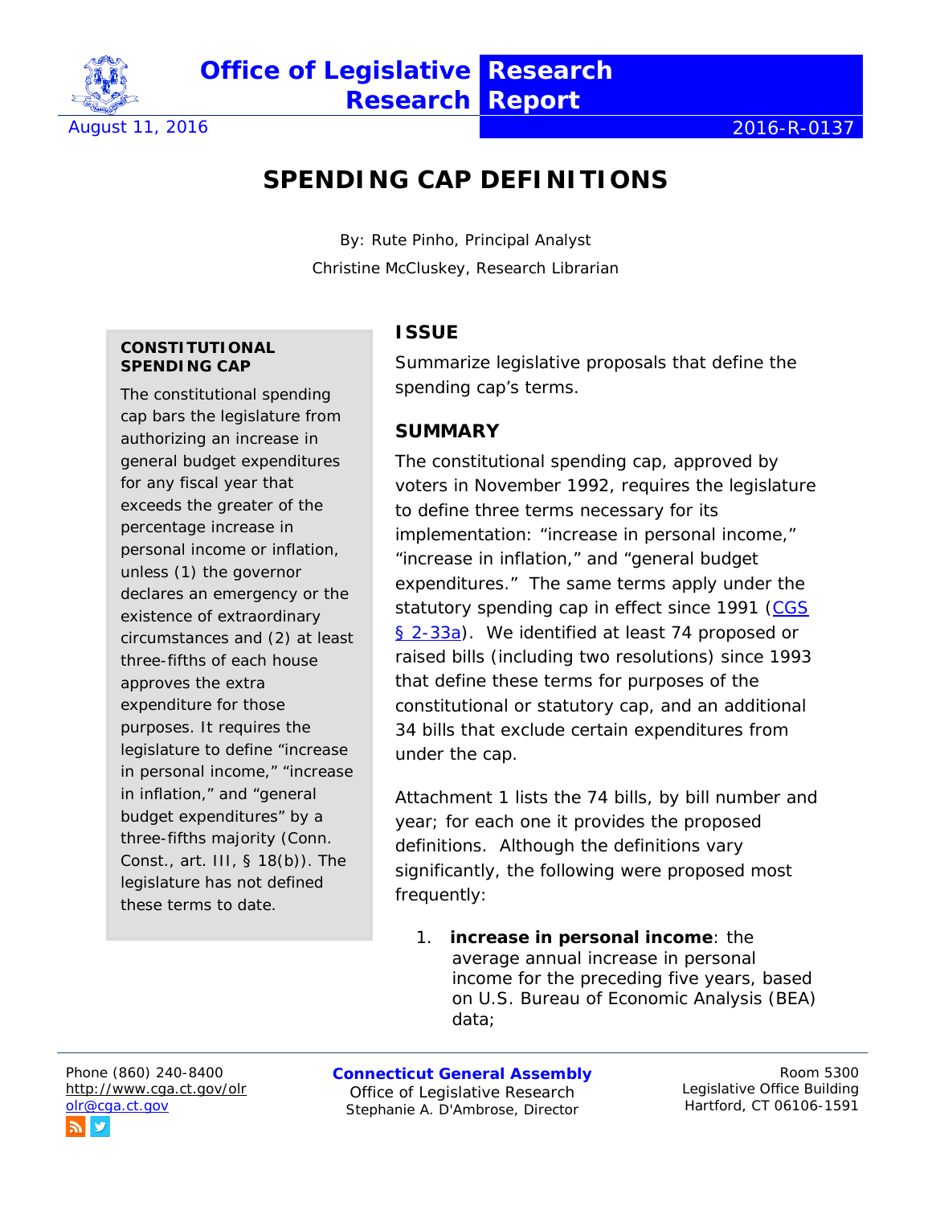Office of Legislative Research

Research Report

August 11, 2016

2016-R-0137

# SPENDING CAP DEFINITIONS

By: Rute Pinho, Principal Analyst

Christine McCluskey, Research Librarian

## ISSUE

Summarize legislative proposals that define the spending cap's terms.

## SUMMARY

The constitutional spending cap, approved by voters in November 1992, requires the legislature to define three terms necessary for its implementation: "increase in personal income," "increase in inflation," and "general budget expenditures." The same terms apply under the statutory spending cap in effect since 1991 (CGS § 2-33a). We identified at least 74 proposed or raised bills (including two resolutions) since 1993 that define these terms for purposes of the constitutional or statutory cap, and an additional 34 bills that exclude certain expenditures from under the cap.

Attachment 1 lists the 74 bills, by bill number and year; for each one it provides the proposed definitions. Although the definitions vary significantly, the following were proposed most frequently:

1. **increase in personal income**: the average annual increase in personal income for the preceding five years, based on U.S. Bureau of Economic Analysis (BEA) data;

**CONSTITUTIONAL SPENDING CAP**

The constitutional spending cap bars the legislature from authorizing an increase in general budget expenditures for any fiscal year that exceeds the greater of the percentage increase in personal income or inflation, unless (1) the governor declares an emergency or the existence of extraordinary circumstances and (2) at least three-fifths of each house approves the extra expenditure for those purposes. It requires the legislature to define "increase in personal income," "increase in inflation," and "general budget expenditures" by a three-fifths majority (Conn. Const., art. III, § 18(b)). The legislature has not defined these terms to date.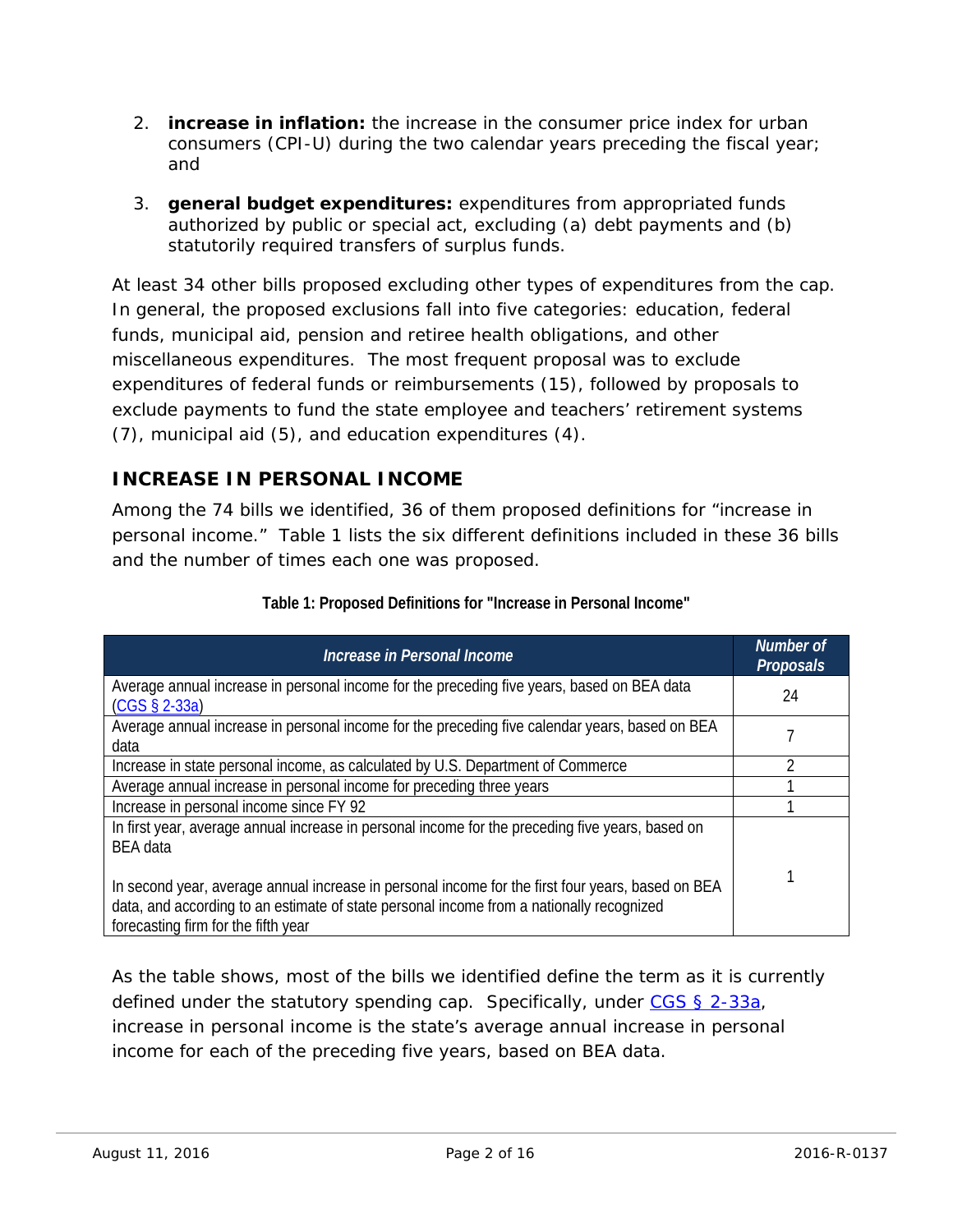2. **increase in inflation:** the increase in the consumer price index for urban consumers (CPI-U) during the two calendar years preceding the fiscal year; and

3. **general budget expenditures:** expenditures from appropriated funds authorized by public or special act, excluding (a) debt payments and (b) statutorily required transfers of surplus funds.

At least 34 other bills proposed excluding other types of expenditures from the cap. In general, the proposed exclusions fall into five categories: education, federal funds, municipal aid, pension and retiree health obligations, and other miscellaneous expenditures. The most frequent proposal was to exclude expenditures of federal funds or reimbursements (15), followed by proposals to exclude payments to fund the state employee and teachers' retirement systems (7), municipal aid (5), and education expenditures (4).

## INCREASE IN PERSONAL INCOME

Among the 74 bills we identified, 36 of them proposed definitions for "increase in personal income." Table 1 lists the six different definitions included in these 36 bills and the number of times each one was proposed.

**Table 1: Proposed Definitions for "Increase in Personal Income"**

| *Increase in Personal Income* | *Number of Proposals* |
|---|---|
| Average annual increase in personal income for the preceding five years, based on BEA data (CGS § 2-33a) | 24 |
| Average annual increase in personal income for the preceding five calendar years, based on BEA data | 7 |
| Increase in state personal income, as calculated by U.S. Department of Commerce | 2 |
| Average annual increase in personal income for preceding three years | 1 |
| Increase in personal income since FY 92 | 1 |
| In first year, average annual increase in personal income for the preceding five years, based on BEA data<br><br>In second year, average annual increase in personal income for the first four years, based on BEA data, and according to an estimate of state personal income from a nationally recognized forecasting firm for the fifth year | 1 |

As the table shows, most of the bills we identified define the term as it is currently defined under the statutory spending cap. Specifically, under CGS § 2-33a, increase in personal income is the state's average annual increase in personal income for each of the preceding five years, based on BEA data.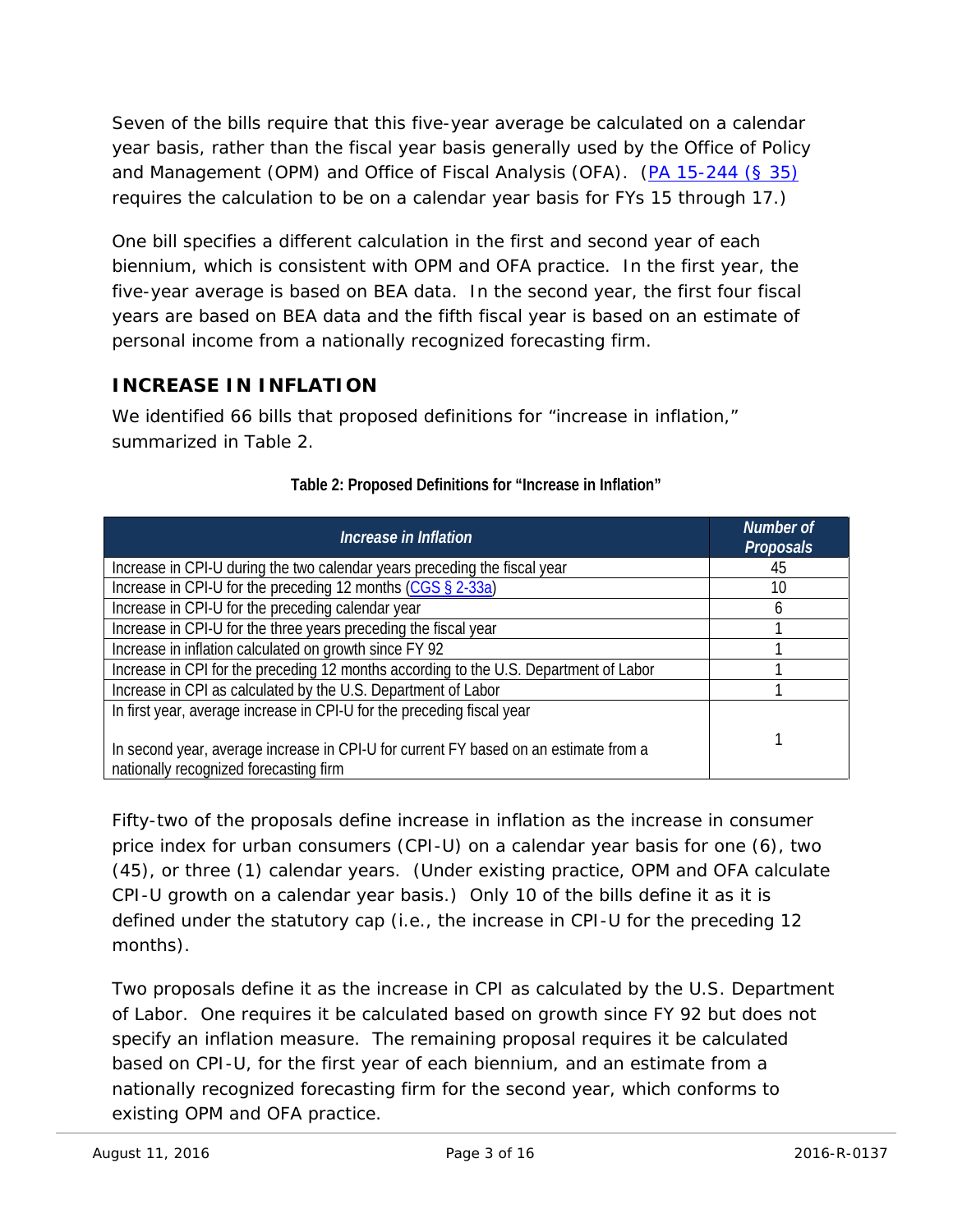Seven of the bills require that this five-year average be calculated on a calendar year basis, rather than the fiscal year basis generally used by the Office of Policy and Management (OPM) and Office of Fiscal Analysis (OFA). (PA 15-244 (§ 35) requires the calculation to be on a calendar year basis for FYs 15 through 17.)

One bill specifies a different calculation in the first and second year of each biennium, which is consistent with OPM and OFA practice. In the first year, the five-year average is based on BEA data. In the second year, the first four fiscal years are based on BEA data and the fifth fiscal year is based on an estimate of personal income from a nationally recognized forecasting firm.

## INCREASE IN INFLATION

We identified 66 bills that proposed definitions for "increase in inflation," summarized in Table 2.

**Table 2: Proposed Definitions for "Increase in Inflation"**

| *Increase in Inflation* | *Number of Proposals* |
|---|---|
| Increase in CPI-U during the two calendar years preceding the fiscal year | 45 |
| Increase in CPI-U for the preceding 12 months (CGS § 2-33a) | 10 |
| Increase in CPI-U for the preceding calendar year | 6 |
| Increase in CPI-U for the three years preceding the fiscal year | 1 |
| Increase in inflation calculated on growth since FY 92 | 1 |
| Increase in CPI for the preceding 12 months according to the U.S. Department of Labor | 1 |
| Increase in CPI as calculated by the U.S. Department of Labor | 1 |
| In first year, average increase in CPI-U for the preceding fiscal year<br><br>In second year, average increase in CPI-U for current FY based on an estimate from a nationally recognized forecasting firm | 1 |

Fifty-two of the proposals define increase in inflation as the increase in consumer price index for urban consumers (CPI-U) on a calendar year basis for one (6), two (45), or three (1) calendar years. (Under existing practice, OPM and OFA calculate CPI-U growth on a calendar year basis.) Only 10 of the bills define it as it is defined under the statutory cap (i.e., the increase in CPI-U for the preceding 12 months).

Two proposals define it as the increase in CPI as calculated by the U.S. Department of Labor. One requires it be calculated based on growth since FY 92 but does not specify an inflation measure. The remaining proposal requires it be calculated based on CPI-U, for the first year of each biennium, and an estimate from a nationally recognized forecasting firm for the second year, which conforms to existing OPM and OFA practice.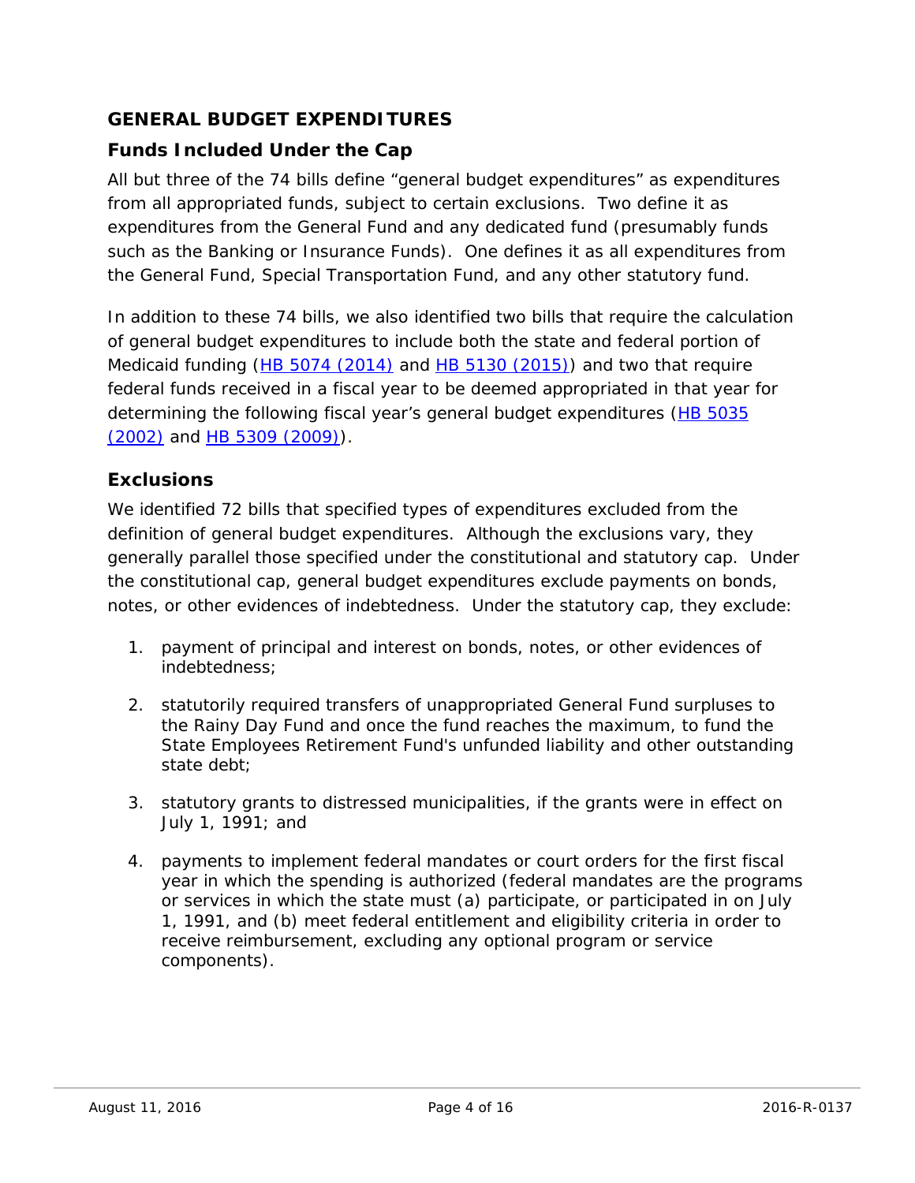## GENERAL BUDGET EXPENDITURES

### Funds Included Under the Cap

All but three of the 74 bills define "general budget expenditures" as expenditures from all appropriated funds, subject to certain exclusions. Two define it as expenditures from the General Fund and any dedicated fund (presumably funds such as the Banking or Insurance Funds). One defines it as all expenditures from the General Fund, Special Transportation Fund, and any other statutory fund.

In addition to these 74 bills, we also identified two bills that require the calculation of general budget expenditures to include both the state and federal portion of Medicaid funding (HB 5074 (2014) and HB 5130 (2015)) and two that require federal funds received in a fiscal year to be deemed appropriated in that year for determining the following fiscal year's general budget expenditures (HB 5035 (2002) and HB 5309 (2009)).

### Exclusions

We identified 72 bills that specified types of expenditures excluded from the definition of general budget expenditures. Although the exclusions vary, they generally parallel those specified under the constitutional and statutory cap. Under the constitutional cap, general budget expenditures exclude payments on bonds, notes, or other evidences of indebtedness. Under the statutory cap, they exclude:

1. payment of principal and interest on bonds, notes, or other evidences of indebtedness;
2. statutorily required transfers of unappropriated General Fund surpluses to the Rainy Day Fund and once the fund reaches the maximum, to fund the State Employees Retirement Fund's unfunded liability and other outstanding state debt;
3. statutory grants to distressed municipalities, if the grants were in effect on July 1, 1991; and
4. payments to implement federal mandates or court orders for the first fiscal year in which the spending is authorized (federal mandates are the programs or services in which the state must (a) participate, or participated in on July 1, 1991, and (b) meet federal entitlement and eligibility criteria in order to receive reimbursement, excluding any optional program or service components).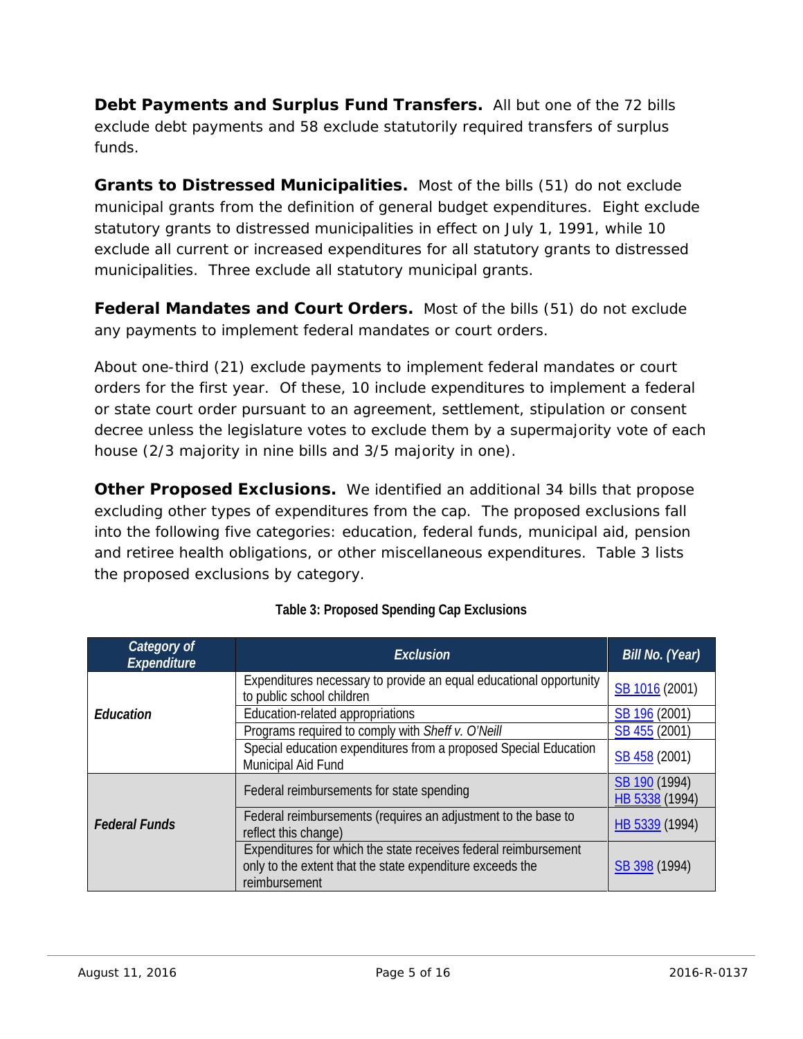**Debt Payments and Surplus Fund Transfers.** All but one of the 72 bills exclude debt payments and 58 exclude statutorily required transfers of surplus funds.

**Grants to Distressed Municipalities.** Most of the bills (51) do not exclude municipal grants from the definition of general budget expenditures. Eight exclude statutory grants to distressed municipalities in effect on July 1, 1991, while 10 exclude all current or increased expenditures for all statutory grants to distressed municipalities. Three exclude all statutory municipal grants.

**Federal Mandates and Court Orders.** Most of the bills (51) do not exclude any payments to implement federal mandates or court orders.

About one-third (21) exclude payments to implement federal mandates or court orders for the first year. Of these, 10 include expenditures to implement a federal or state court order pursuant to an agreement, settlement, stipulation or consent decree unless the legislature votes to exclude them by a supermajority vote of each house (2/3 majority in nine bills and 3/5 majority in one).

**Other Proposed Exclusions.** We identified an additional 34 bills that propose excluding other types of expenditures from the cap. The proposed exclusions fall into the following five categories: education, federal funds, municipal aid, pension and retiree health obligations, or other miscellaneous expenditures. Table 3 lists the proposed exclusions by category.

**Table 3: Proposed Spending Cap Exclusions**

| *Category of Expenditure* | *Exclusion* | *Bill No. (Year)* |
|---|---|---|
| *Education* | Expenditures necessary to provide an equal educational opportunity to public school children | SB 1016 (2001) |
| | Education-related appropriations | SB 196 (2001) |
| | Programs required to comply with *Sheff v. O'Neill* | SB 455 (2001) |
| | Special education expenditures from a proposed Special Education Municipal Aid Fund | SB 458 (2001) |
| *Federal Funds* | Federal reimbursements for state spending | SB 190 (1994)<br>HB 5338 (1994) |
| | Federal reimbursements (requires an adjustment to the base to reflect this change) | HB 5339 (1994) |
| | Expenditures for which the state receives federal reimbursement only to the extent that the state expenditure exceeds the reimbursement | SB 398 (1994) |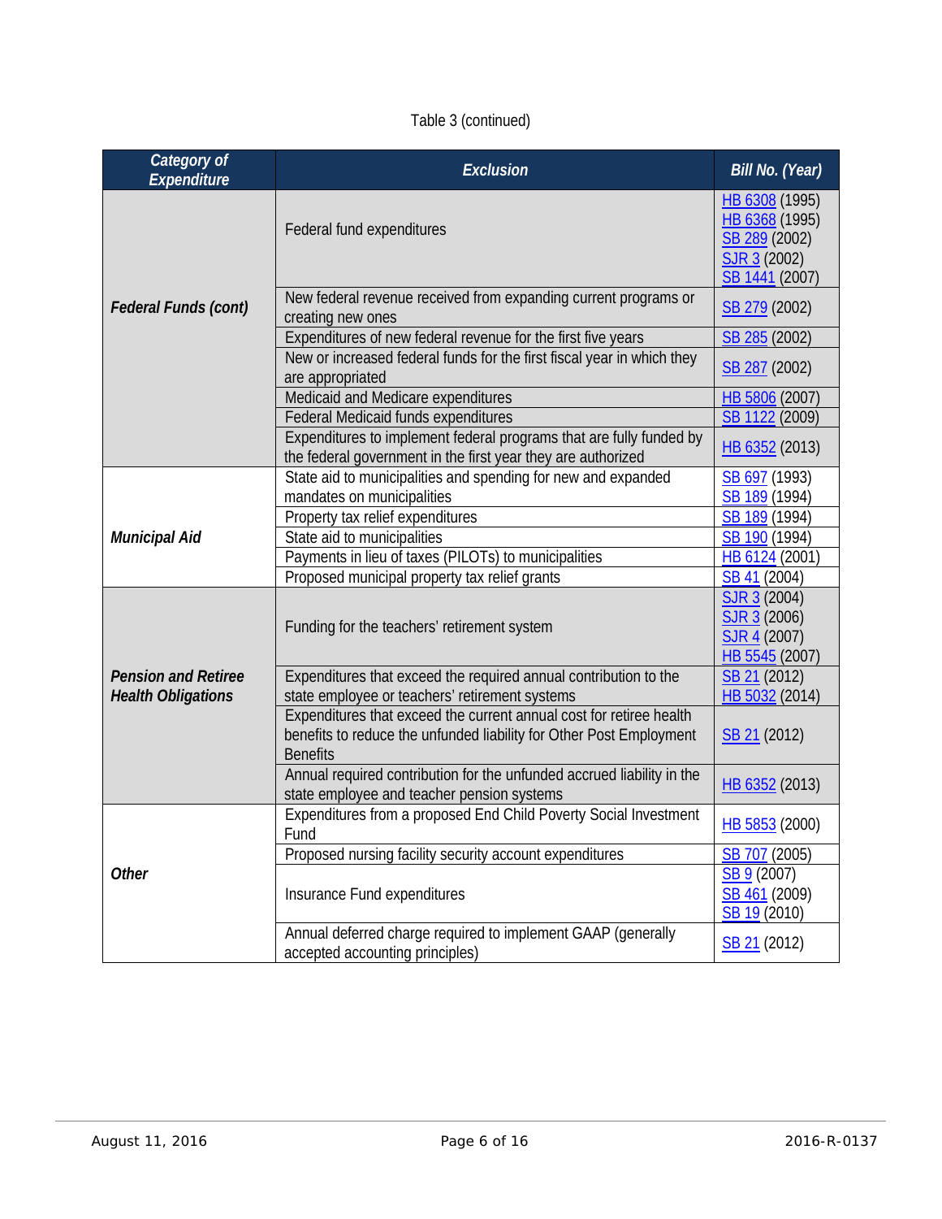Table 3 (continued)

| Category of Expenditure | Exclusion | Bill No. (Year) |
|---|---|---|
| **Federal Funds (cont)** | Federal fund expenditures | HB 6308 (1995) HB 6368 (1995) SB 289 (2002) SJR 3 (2002) SB 1441 (2007) |
| | New federal revenue received from expanding current programs or creating new ones | SB 279 (2002) |
| | Expenditures of new federal revenue for the first five years | SB 285 (2002) |
| | New or increased federal funds for the first fiscal year in which they are appropriated | SB 287 (2002) |
| | Medicaid and Medicare expenditures | HB 5806 (2007) |
| | Federal Medicaid funds expenditures | SB 1122 (2009) |
| | Expenditures to implement federal programs that are fully funded by the federal government in the first year they are authorized | HB 6352 (2013) |
| **Municipal Aid** | State aid to municipalities and spending for new and expanded mandates on municipalities | SB 697 (1993) SB 189 (1994) |
| | Property tax relief expenditures | SB 189 (1994) |
| | State aid to municipalities | SB 190 (1994) |
| | Payments in lieu of taxes (PILOTs) to municipalities | HB 6124 (2001) |
| | Proposed municipal property tax relief grants | SB 41 (2004) |
| **Pension and Retiree Health Obligations** | Funding for the teachers' retirement system | SJR 3 (2004) SJR 3 (2006) SJR 4 (2007) HB 5545 (2007) |
| | Expenditures that exceed the required annual contribution to the state employee or teachers' retirement systems | SB 21 (2012) HB 5032 (2014) |
| | Expenditures that exceed the current annual cost for retiree health benefits to reduce the unfunded liability for Other Post Employment Benefits | SB 21 (2012) |
| | Annual required contribution for the unfunded accrued liability in the state employee and teacher pension systems | HB 6352 (2013) |
| **Other** | Expenditures from a proposed End Child Poverty Social Investment Fund | HB 5853 (2000) |
| | Proposed nursing facility security account expenditures | SB 707 (2005) |
| | Insurance Fund expenditures | SB 9 (2007) SB 461 (2009) SB 19 (2010) |
| | Annual deferred charge required to implement GAAP (generally accepted accounting principles) | SB 21 (2012) |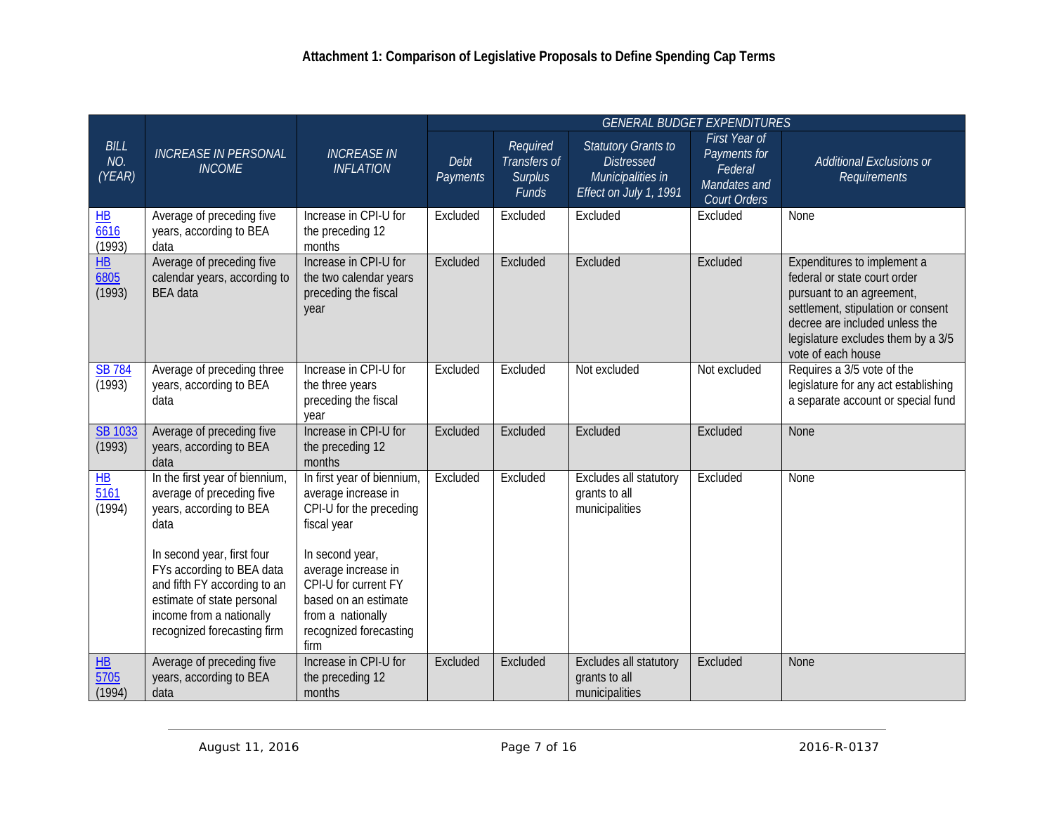## Attachment 1: Comparison of Legislative Proposals to Define Spending Cap Terms

| BILL NO. (YEAR) | INCREASE IN PERSONAL INCOME | INCREASE IN INFLATION | GENERAL BUDGET EXPENDITURES | | | | |
|---|---|---|---|---|---|---|---|
| | | | Debt Payments | Required Transfers of Surplus Funds | Statutory Grants to Distressed Municipalities in Effect on July 1, 1991 | First Year of Payments for Federal Mandates and Court Orders | Additional Exclusions or Requirements |
| HB 6616 (1993) | Average of preceding five years, according to BEA data | Increase in CPI-U for the preceding 12 months | Excluded | Excluded | Excluded | Excluded | None |
| HB 6805 (1993) | Average of preceding five calendar years, according to BEA data | Increase in CPI-U for the two calendar years preceding the fiscal year | Excluded | Excluded | Excluded | Excluded | Expenditures to implement a federal or state court order pursuant to an agreement, settlement, stipulation or consent decree are included unless the legislature excludes them by a 3/5 vote of each house |
| SB 784 (1993) | Average of preceding three years, according to BEA data | Increase in CPI-U for the three years preceding the fiscal year | Excluded | Excluded | Not excluded | Not excluded | Requires a 3/5 vote of the legislature for any act establishing a separate account or special fund |
| SB 1033 (1993) | Average of preceding five years, according to BEA data | Increase in CPI-U for the preceding 12 months | Excluded | Excluded | Excluded | Excluded | None |
| HB 5161 (1994) | In the first year of biennium, average of preceding five years, according to BEA data<br><br>In second year, first four FYs according to BEA data and fifth FY according to an estimate of state personal income from a nationally recognized forecasting firm | In first year of biennium, average increase in CPI-U for the preceding fiscal year<br><br>In second year, average increase in CPI-U for current FY based on an estimate from a nationally recognized forecasting firm | Excluded | Excluded | Excludes all statutory grants to all municipalities | Excluded | None |
| HB 5705 (1994) | Average of preceding five years, according to BEA data | Increase in CPI-U for the preceding 12 months | Excluded | Excluded | Excludes all statutory grants to all municipalities | Excluded | None |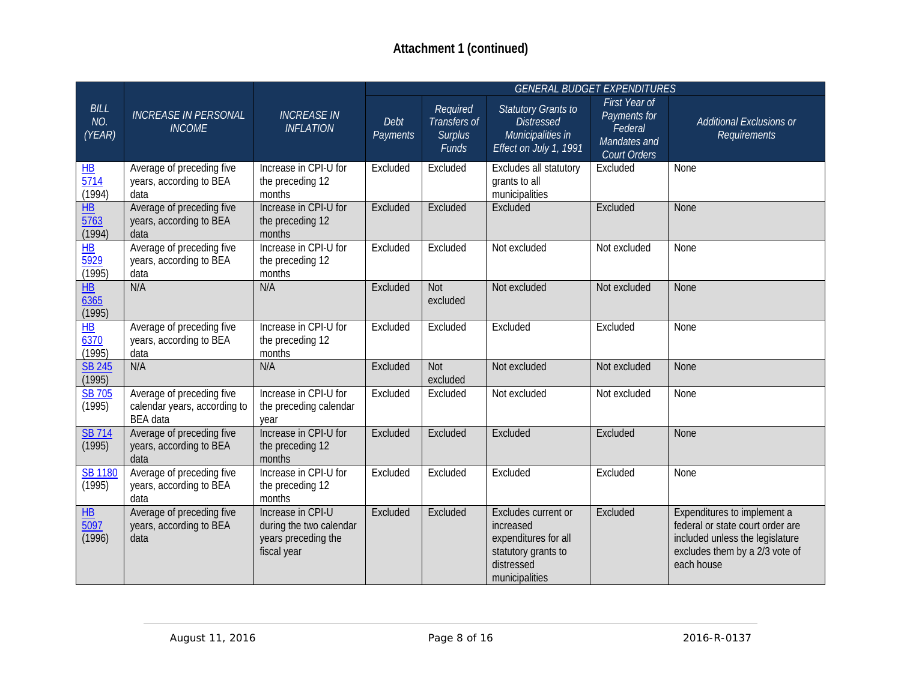## Attachment 1 (continued)

| BILL NO. (YEAR) | INCREASE IN PERSONAL INCOME | INCREASE IN INFLATION | GENERAL BUDGET EXPENDITURES | | | | |
|---|---|---|---|---|---|---|---|
| | | | Debt Payments | Required Transfers of Surplus Funds | Statutory Grants to Distressed Municipalities in Effect on July 1, 1991 | First Year of Payments for Federal Mandates and Court Orders | Additional Exclusions or Requirements |
| HB 5714 (1994) | Average of preceding five years, according to BEA data | Increase in CPI-U for the preceding 12 months | Excluded | Excluded | Excludes all statutory grants to all municipalities | Excluded | None |
| HB 5763 (1994) | Average of preceding five years, according to BEA data | Increase in CPI-U for the preceding 12 months | Excluded | Excluded | Excluded | Excluded | None |
| HB 5929 (1995) | Average of preceding five years, according to BEA data | Increase in CPI-U for the preceding 12 months | Excluded | Excluded | Not excluded | Not excluded | None |
| HB 6365 (1995) | N/A | N/A | Excluded | Not excluded | Not excluded | Not excluded | None |
| HB 6370 (1995) | Average of preceding five years, according to BEA data | Increase in CPI-U for the preceding 12 months | Excluded | Excluded | Excluded | Excluded | None |
| SB 245 (1995) | N/A | N/A | Excluded | Not excluded | Not excluded | Not excluded | None |
| SB 705 (1995) | Average of preceding five calendar years, according to BEA data | Increase in CPI-U for the preceding calendar year | Excluded | Excluded | Not excluded | Not excluded | None |
| SB 714 (1995) | Average of preceding five years, according to BEA data | Increase in CPI-U for the preceding 12 months | Excluded | Excluded | Excluded | Excluded | None |
| SB 1180 (1995) | Average of preceding five years, according to BEA data | Increase in CPI-U for the preceding 12 months | Excluded | Excluded | Excluded | Excluded | None |
| HB 5097 (1996) | Average of preceding five years, according to BEA data | Increase in CPI-U during the two calendar years preceding the fiscal year | Excluded | Excluded | Excludes current or increased expenditures for all statutory grants to distressed municipalities | Excluded | Expenditures to implement a federal or state court order are included unless the legislature excludes them by a 2/3 vote of each house |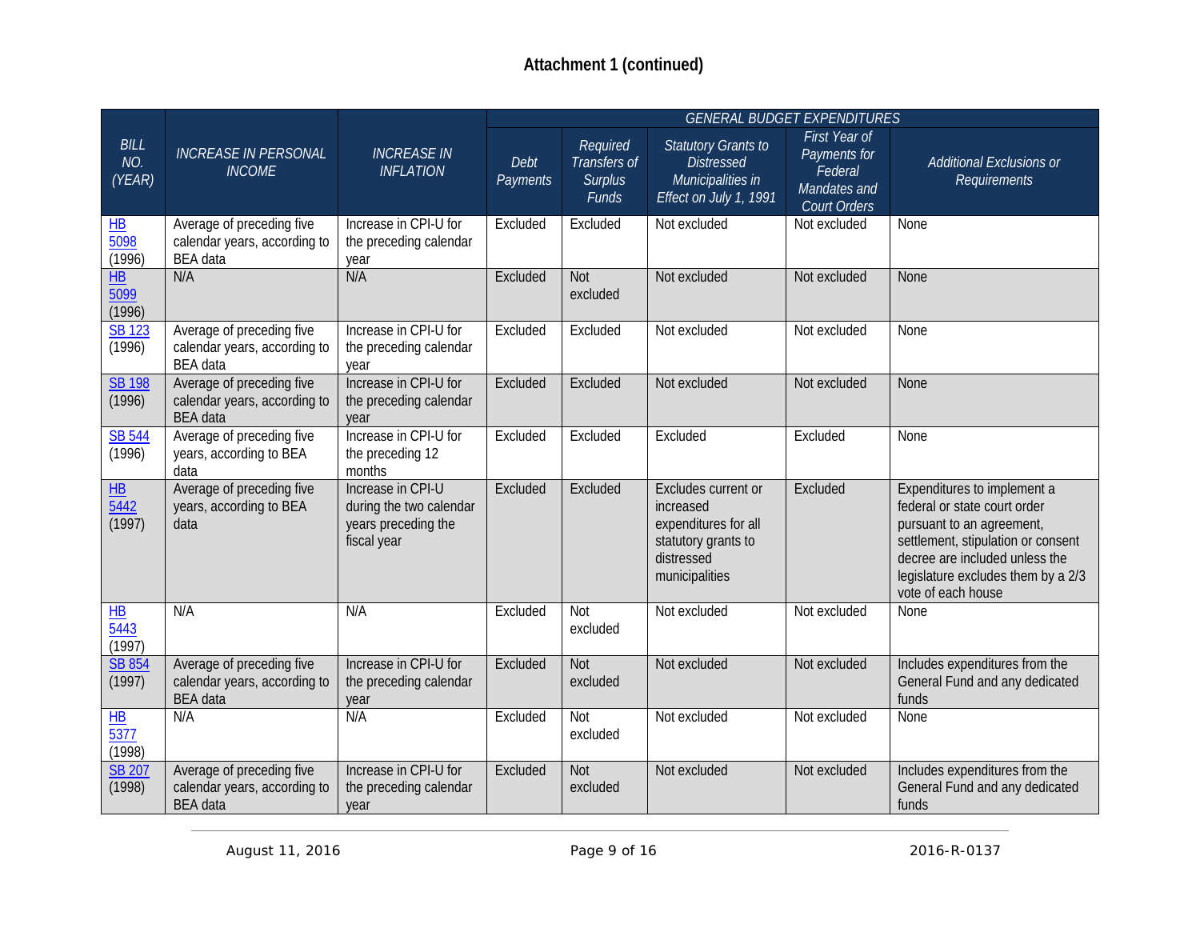**Attachment 1 (continued)**

| BILL NO. (YEAR) | INCREASE IN PERSONAL INCOME | INCREASE IN INFLATION | GENERAL BUDGET EXPENDITURES | | | | |
|---|---|---|---|---|---|---|---|
| | | | Debt Payments | Required Transfers of Surplus Funds | Statutory Grants to Distressed Municipalities in Effect on July 1, 1991 | First Year of Payments for Federal Mandates and Court Orders | Additional Exclusions or Requirements |
| HB 5098 (1996) | Average of preceding five calendar years, according to BEA data | Increase in CPI-U for the preceding calendar year | Excluded | Excluded | Not excluded | Not excluded | None |
| HB 5099 (1996) | N/A | N/A | Excluded | Not excluded | Not excluded | Not excluded | None |
| SB 123 (1996) | Average of preceding five calendar years, according to BEA data | Increase in CPI-U for the preceding calendar year | Excluded | Excluded | Not excluded | Not excluded | None |
| SB 198 (1996) | Average of preceding five calendar years, according to BEA data | Increase in CPI-U for the preceding calendar year | Excluded | Excluded | Not excluded | Not excluded | None |
| SB 544 (1996) | Average of preceding five years, according to BEA data | Increase in CPI-U for the preceding 12 months | Excluded | Excluded | Excluded | Excluded | None |
| HB 5442 (1997) | Average of preceding five years, according to BEA data | Increase in CPI-U during the two calendar years preceding the fiscal year | Excluded | Excluded | Excludes current or increased expenditures for all statutory grants to distressed municipalities | Excluded | Expenditures to implement a federal or state court order pursuant to an agreement, settlement, stipulation or consent decree are included unless the legislature excludes them by a 2/3 vote of each house |
| HB 5443 (1997) | N/A | N/A | Excluded | Not excluded | Not excluded | Not excluded | None |
| SB 854 (1997) | Average of preceding five calendar years, according to BEA data | Increase in CPI-U for the preceding calendar year | Excluded | Not excluded | Not excluded | Not excluded | Includes expenditures from the General Fund and any dedicated funds |
| HB 5377 (1998) | N/A | N/A | Excluded | Not excluded | Not excluded | Not excluded | None |
| SB 207 (1998) | Average of preceding five calendar years, according to BEA data | Increase in CPI-U for the preceding calendar year | Excluded | Not excluded | Not excluded | Not excluded | Includes expenditures from the General Fund and any dedicated funds |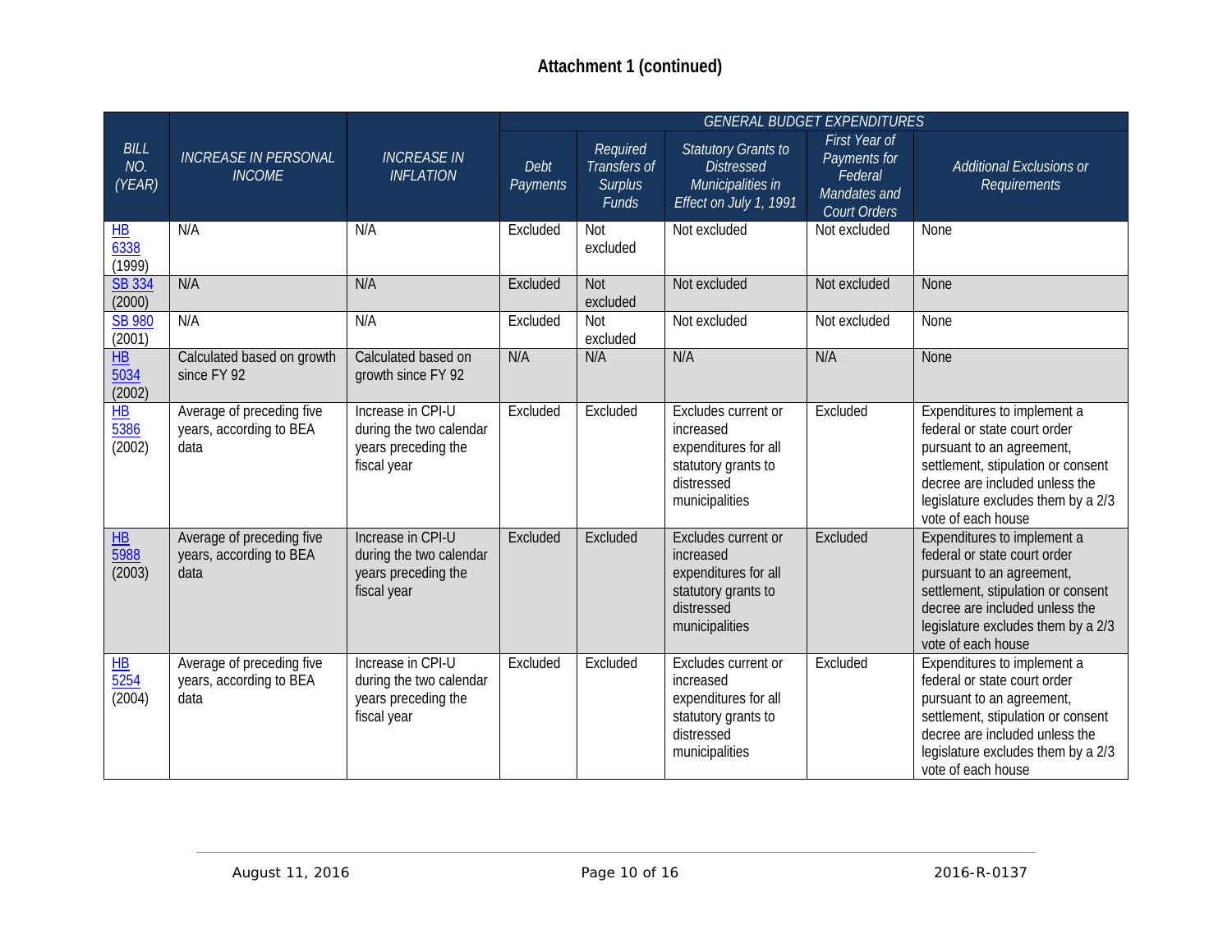## Attachment 1 (continued)

| *BILL NO. (YEAR)* | *INCREASE IN PERSONAL INCOME* | *INCREASE IN INFLATION* | *GENERAL BUDGET EXPENDITURES* | | | | |
|---|---|---|---|---|---|---|---|
| | | | *Debt Payments* | *Required Transfers of Surplus Funds* | *Statutory Grants to Distressed Municipalities in Effect on July 1, 1991* | *First Year of Payments for Federal Mandates and Court Orders* | *Additional Exclusions or Requirements* |
| HB 6338 (1999) | N/A | N/A | Excluded | Not excluded | Not excluded | Not excluded | None |
| SB 334 (2000) | N/A | N/A | Excluded | Not excluded | Not excluded | Not excluded | None |
| SB 980 (2001) | N/A | N/A | Excluded | Not excluded | Not excluded | Not excluded | None |
| HB 5034 (2002) | Calculated based on growth since FY 92 | Calculated based on growth since FY 92 | N/A | N/A | N/A | N/A | None |
| HB 5386 (2002) | Average of preceding five years, according to BEA data | Increase in CPI-U during the two calendar years preceding the fiscal year | Excluded | Excluded | Excludes current or increased expenditures for all statutory grants to distressed municipalities | Excluded | Expenditures to implement a federal or state court order pursuant to an agreement, settlement, stipulation or consent decree are included unless the legislature excludes them by a 2/3 vote of each house |
| HB 5988 (2003) | Average of preceding five years, according to BEA data | Increase in CPI-U during the two calendar years preceding the fiscal year | Excluded | Excluded | Excludes current or increased expenditures for all statutory grants to distressed municipalities | Excluded | Expenditures to implement a federal or state court order pursuant to an agreement, settlement, stipulation or consent decree are included unless the legislature excludes them by a 2/3 vote of each house |
| HB 5254 (2004) | Average of preceding five years, according to BEA data | Increase in CPI-U during the two calendar years preceding the fiscal year | Excluded | Excluded | Excludes current or increased expenditures for all statutory grants to distressed municipalities | Excluded | Expenditures to implement a federal or state court order pursuant to an agreement, settlement, stipulation or consent decree are included unless the legislature excludes them by a 2/3 vote of each house |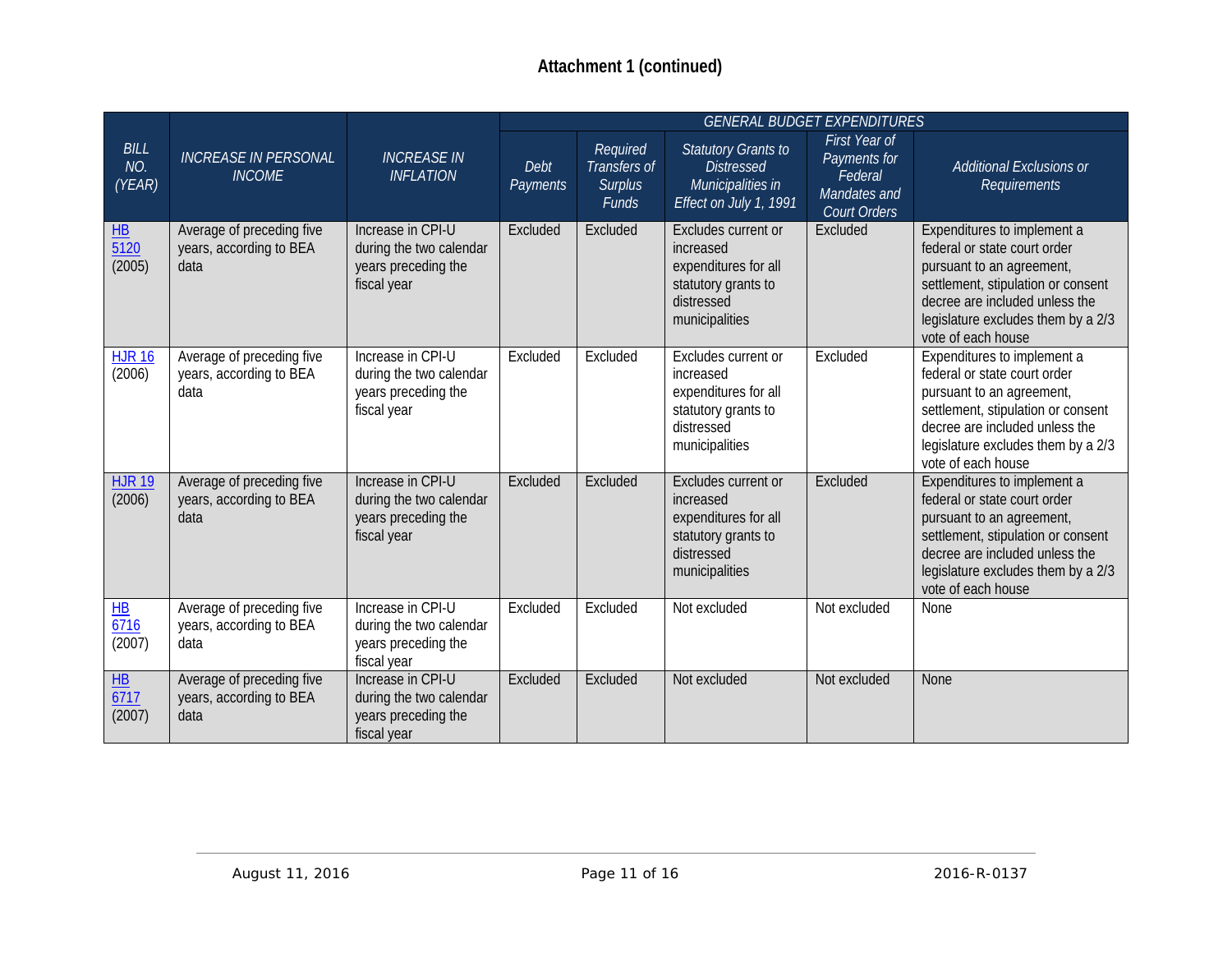## Attachment 1 (continued)

| BILL NO. (YEAR) | INCREASE IN PERSONAL INCOME | INCREASE IN INFLATION | GENERAL BUDGET EXPENDITURES | | | | |
|---|---|---|---|---|---|---|---|
| | | | Debt Payments | Required Transfers of Surplus Funds | Statutory Grants to Distressed Municipalities in Effect on July 1, 1991 | First Year of Payments for Federal Mandates and Court Orders | Additional Exclusions or Requirements |
| HB 5120 (2005) | Average of preceding five years, according to BEA data | Increase in CPI-U during the two calendar years preceding the fiscal year | Excluded | Excluded | Excludes current or increased expenditures for all statutory grants to distressed municipalities | Excluded | Expenditures to implement a federal or state court order pursuant to an agreement, settlement, stipulation or consent decree are included unless the legislature excludes them by a 2/3 vote of each house |
| HJR 16 (2006) | Average of preceding five years, according to BEA data | Increase in CPI-U during the two calendar years preceding the fiscal year | Excluded | Excluded | Excludes current or increased expenditures for all statutory grants to distressed municipalities | Excluded | Expenditures to implement a federal or state court order pursuant to an agreement, settlement, stipulation or consent decree are included unless the legislature excludes them by a 2/3 vote of each house |
| HJR 19 (2006) | Average of preceding five years, according to BEA data | Increase in CPI-U during the two calendar years preceding the fiscal year | Excluded | Excluded | Excludes current or increased expenditures for all statutory grants to distressed municipalities | Excluded | Expenditures to implement a federal or state court order pursuant to an agreement, settlement, stipulation or consent decree are included unless the legislature excludes them by a 2/3 vote of each house |
| HB 6716 (2007) | Average of preceding five years, according to BEA data | Increase in CPI-U during the two calendar years preceding the fiscal year | Excluded | Excluded | Not excluded | Not excluded | None |
| HB 6717 (2007) | Average of preceding five years, according to BEA data | Increase in CPI-U during the two calendar years preceding the fiscal year | Excluded | Excluded | Not excluded | Not excluded | None |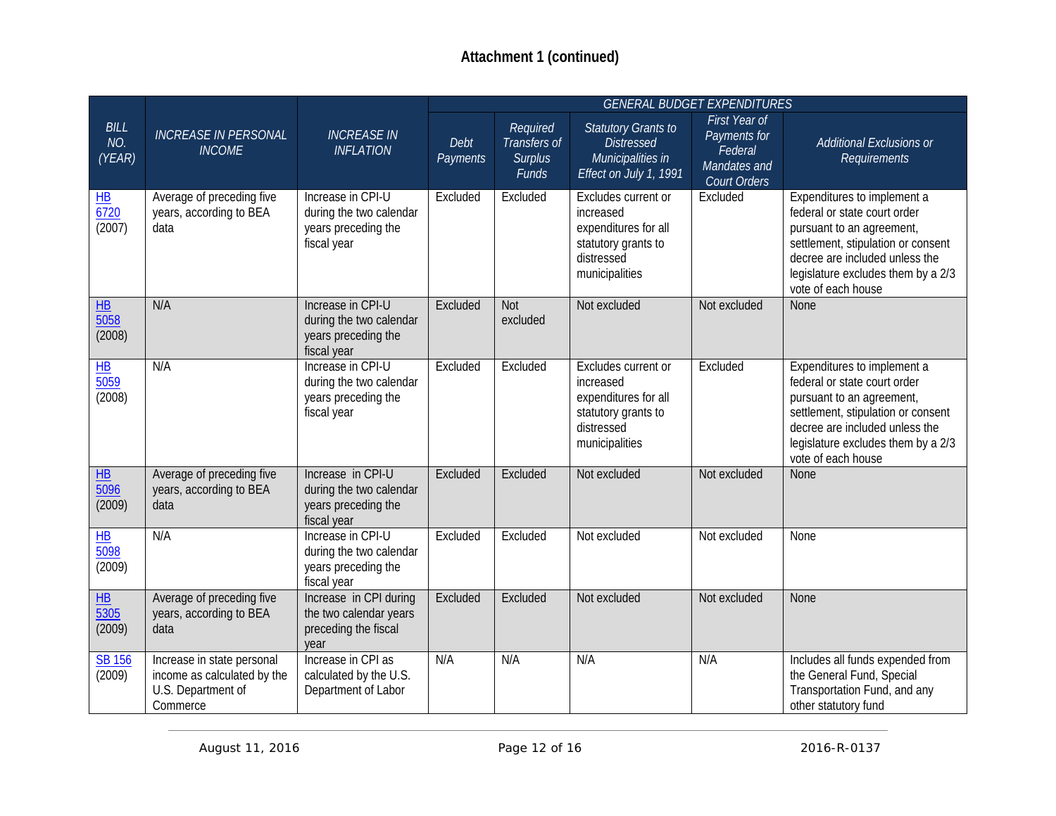## Attachment 1 (continued)

| BILL NO. (YEAR) | INCREASE IN PERSONAL INCOME | INCREASE IN INFLATION | GENERAL BUDGET EXPENDITURES | | | | |
|---|---|---|---|---|---|---|---|
| | | | Debt Payments | Required Transfers of Surplus Funds | Statutory Grants to Distressed Municipalities in Effect on July 1, 1991 | First Year of Payments for Federal Mandates and Court Orders | Additional Exclusions or Requirements |
| HB 6720 (2007) | Average of preceding five years, according to BEA data | Increase in CPI-U during the two calendar years preceding the fiscal year | Excluded | Excluded | Excludes current or increased expenditures for all statutory grants to distressed municipalities | Excluded | Expenditures to implement a federal or state court order pursuant to an agreement, settlement, stipulation or consent decree are included unless the legislature excludes them by a 2/3 vote of each house |
| HB 5058 (2008) | N/A | Increase in CPI-U during the two calendar years preceding the fiscal year | Excluded | Not excluded | Not excluded | Not excluded | None |
| HB 5059 (2008) | N/A | Increase in CPI-U during the two calendar years preceding the fiscal year | Excluded | Excluded | Excludes current or increased expenditures for all statutory grants to distressed municipalities | Excluded | Expenditures to implement a federal or state court order pursuant to an agreement, settlement, stipulation or consent decree are included unless the legislature excludes them by a 2/3 vote of each house |
| HB 5096 (2009) | Average of preceding five years, according to BEA data | Increase in CPI-U during the two calendar years preceding the fiscal year | Excluded | Excluded | Not excluded | Not excluded | None |
| HB 5098 (2009) | N/A | Increase in CPI-U during the two calendar years preceding the fiscal year | Excluded | Excluded | Not excluded | Not excluded | None |
| HB 5305 (2009) | Average of preceding five years, according to BEA data | Increase in CPI during the two calendar years preceding the fiscal year | Excluded | Excluded | Not excluded | Not excluded | None |
| SB 156 (2009) | Increase in state personal income as calculated by the U.S. Department of Commerce | Increase in CPI as calculated by the U.S. Department of Labor | N/A | N/A | N/A | N/A | Includes all funds expended from the General Fund, Special Transportation Fund, and any other statutory fund |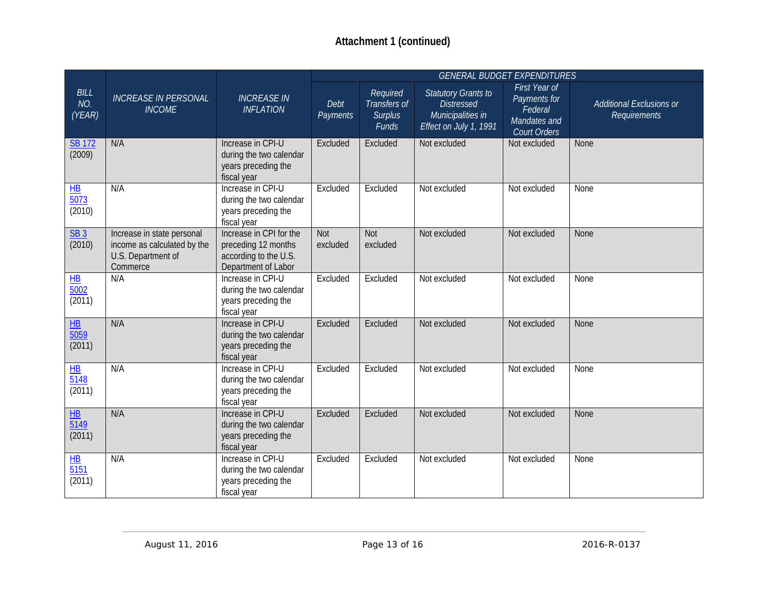## Attachment 1 (continued)

| *BILL NO. (YEAR)* | *INCREASE IN PERSONAL INCOME* | *INCREASE IN INFLATION* | *GENERAL BUDGET EXPENDITURES* | | | | |
|---|---|---|---|---|---|---|---|
| | | | *Debt Payments* | *Required Transfers of Surplus Funds* | *Statutory Grants to Distressed Municipalities in Effect on July 1, 1991* | *First Year of Payments for Federal Mandates and Court Orders* | *Additional Exclusions or Requirements* |
| SB 172 (2009) | N/A | Increase in CPI-U during the two calendar years preceding the fiscal year | Excluded | Excluded | Not excluded | Not excluded | None |
| HB 5073 (2010) | N/A | Increase in CPI-U during the two calendar years preceding the fiscal year | Excluded | Excluded | Not excluded | Not excluded | None |
| SB 3 (2010) | Increase in state personal income as calculated by the U.S. Department of Commerce | Increase in CPI for the preceding 12 months according to the U.S. Department of Labor | Not excluded | Not excluded | Not excluded | Not excluded | None |
| HB 5002 (2011) | N/A | Increase in CPI-U during the two calendar years preceding the fiscal year | Excluded | Excluded | Not excluded | Not excluded | None |
| HB 5059 (2011) | N/A | Increase in CPI-U during the two calendar years preceding the fiscal year | Excluded | Excluded | Not excluded | Not excluded | None |
| HB 5148 (2011) | N/A | Increase in CPI-U during the two calendar years preceding the fiscal year | Excluded | Excluded | Not excluded | Not excluded | None |
| HB 5149 (2011) | N/A | Increase in CPI-U during the two calendar years preceding the fiscal year | Excluded | Excluded | Not excluded | Not excluded | None |
| HB 5151 (2011) | N/A | Increase in CPI-U during the two calendar years preceding the fiscal year | Excluded | Excluded | Not excluded | Not excluded | None |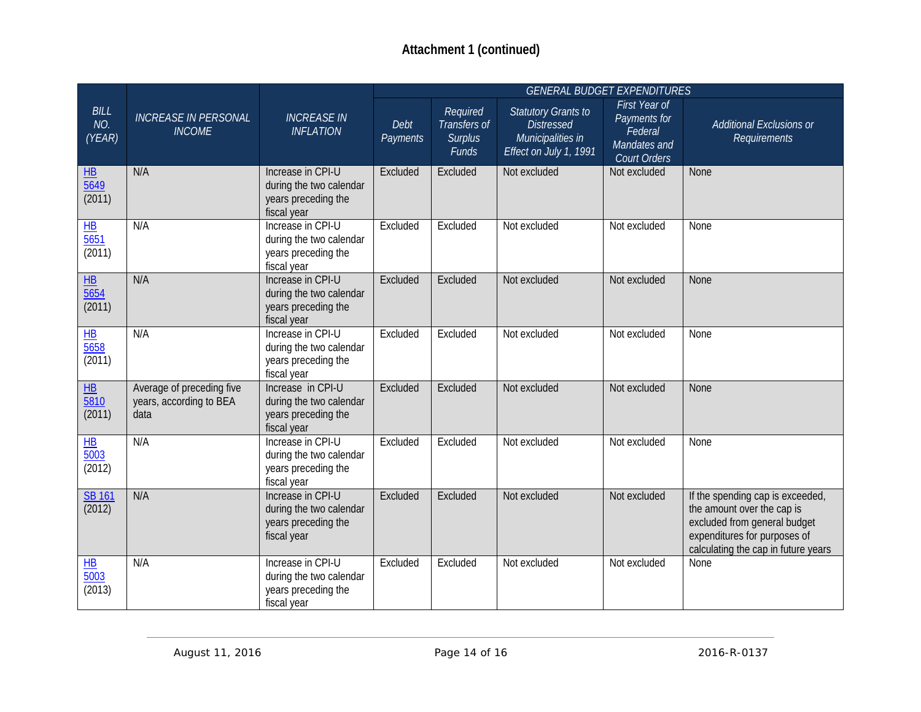## Attachment 1 (continued)

| *BILL NO. (YEAR)* | *INCREASE IN PERSONAL INCOME* | *INCREASE IN INFLATION* | *GENERAL BUDGET EXPENDITURES* | | | | |
|---|---|---|---|---|---|---|---|
| | | | *Debt Payments* | *Required Transfers of Surplus Funds* | *Statutory Grants to Distressed Municipalities in Effect on July 1, 1991* | *First Year of Payments for Federal Mandates and Court Orders* | *Additional Exclusions or Requirements* |
| HB 5649 (2011) | N/A | Increase in CPI-U during the two calendar years preceding the fiscal year | Excluded | Excluded | Not excluded | Not excluded | None |
| HB 5651 (2011) | N/A | Increase in CPI-U during the two calendar years preceding the fiscal year | Excluded | Excluded | Not excluded | Not excluded | None |
| HB 5654 (2011) | N/A | Increase in CPI-U during the two calendar years preceding the fiscal year | Excluded | Excluded | Not excluded | Not excluded | None |
| HB 5658 (2011) | N/A | Increase in CPI-U during the two calendar years preceding the fiscal year | Excluded | Excluded | Not excluded | Not excluded | None |
| HB 5810 (2011) | Average of preceding five years, according to BEA data | Increase in CPI-U during the two calendar years preceding the fiscal year | Excluded | Excluded | Not excluded | Not excluded | None |
| HB 5003 (2012) | N/A | Increase in CPI-U during the two calendar years preceding the fiscal year | Excluded | Excluded | Not excluded | Not excluded | None |
| SB 161 (2012) | N/A | Increase in CPI-U during the two calendar years preceding the fiscal year | Excluded | Excluded | Not excluded | Not excluded | If the spending cap is exceeded, the amount over the cap is excluded from general budget expenditures for purposes of calculating the cap in future years |
| HB 5003 (2013) | N/A | Increase in CPI-U during the two calendar years preceding the fiscal year | Excluded | Excluded | Not excluded | Not excluded | None |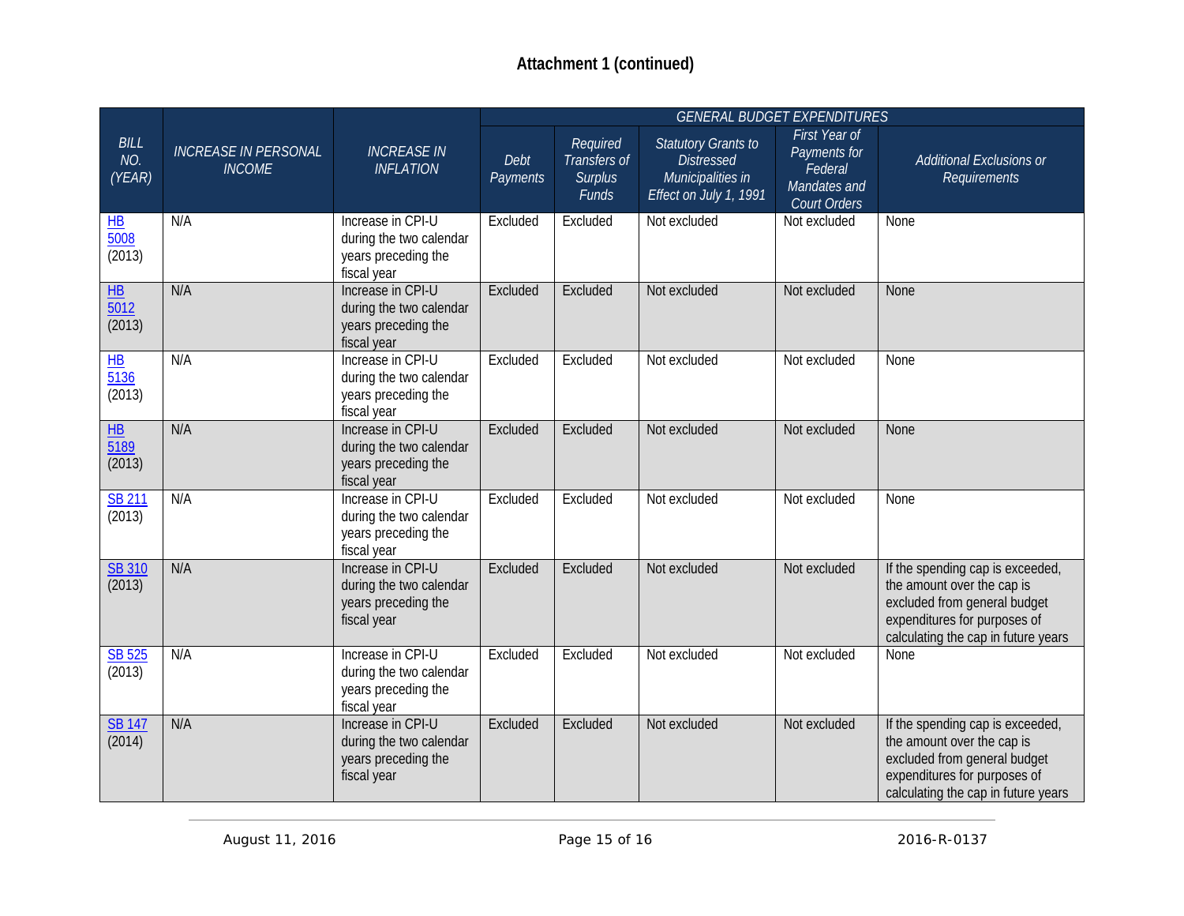## Attachment 1 (continued)

| *BILL NO. (YEAR)* | *INCREASE IN PERSONAL INCOME* | *INCREASE IN INFLATION* | *GENERAL BUDGET EXPENDITURES* | | | | |
|---|---|---|---|---|---|---|---|
| | | | *Debt Payments* | *Required Transfers of Surplus Funds* | *Statutory Grants to Distressed Municipalities in Effect on July 1, 1991* | *First Year of Payments for Federal Mandates and Court Orders* | *Additional Exclusions or Requirements* |
| HB 5008 (2013) | N/A | Increase in CPI-U during the two calendar years preceding the fiscal year | Excluded | Excluded | Not excluded | Not excluded | None |
| HB 5012 (2013) | N/A | Increase in CPI-U during the two calendar years preceding the fiscal year | Excluded | Excluded | Not excluded | Not excluded | None |
| HB 5136 (2013) | N/A | Increase in CPI-U during the two calendar years preceding the fiscal year | Excluded | Excluded | Not excluded | Not excluded | None |
| HB 5189 (2013) | N/A | Increase in CPI-U during the two calendar years preceding the fiscal year | Excluded | Excluded | Not excluded | Not excluded | None |
| SB 211 (2013) | N/A | Increase in CPI-U during the two calendar years preceding the fiscal year | Excluded | Excluded | Not excluded | Not excluded | None |
| SB 310 (2013) | N/A | Increase in CPI-U during the two calendar years preceding the fiscal year | Excluded | Excluded | Not excluded | Not excluded | If the spending cap is exceeded, the amount over the cap is excluded from general budget expenditures for purposes of calculating the cap in future years |
| SB 525 (2013) | N/A | Increase in CPI-U during the two calendar years preceding the fiscal year | Excluded | Excluded | Not excluded | Not excluded | None |
| SB 147 (2014) | N/A | Increase in CPI-U during the two calendar years preceding the fiscal year | Excluded | Excluded | Not excluded | Not excluded | If the spending cap is exceeded, the amount over the cap is excluded from general budget expenditures for purposes of calculating the cap in future years |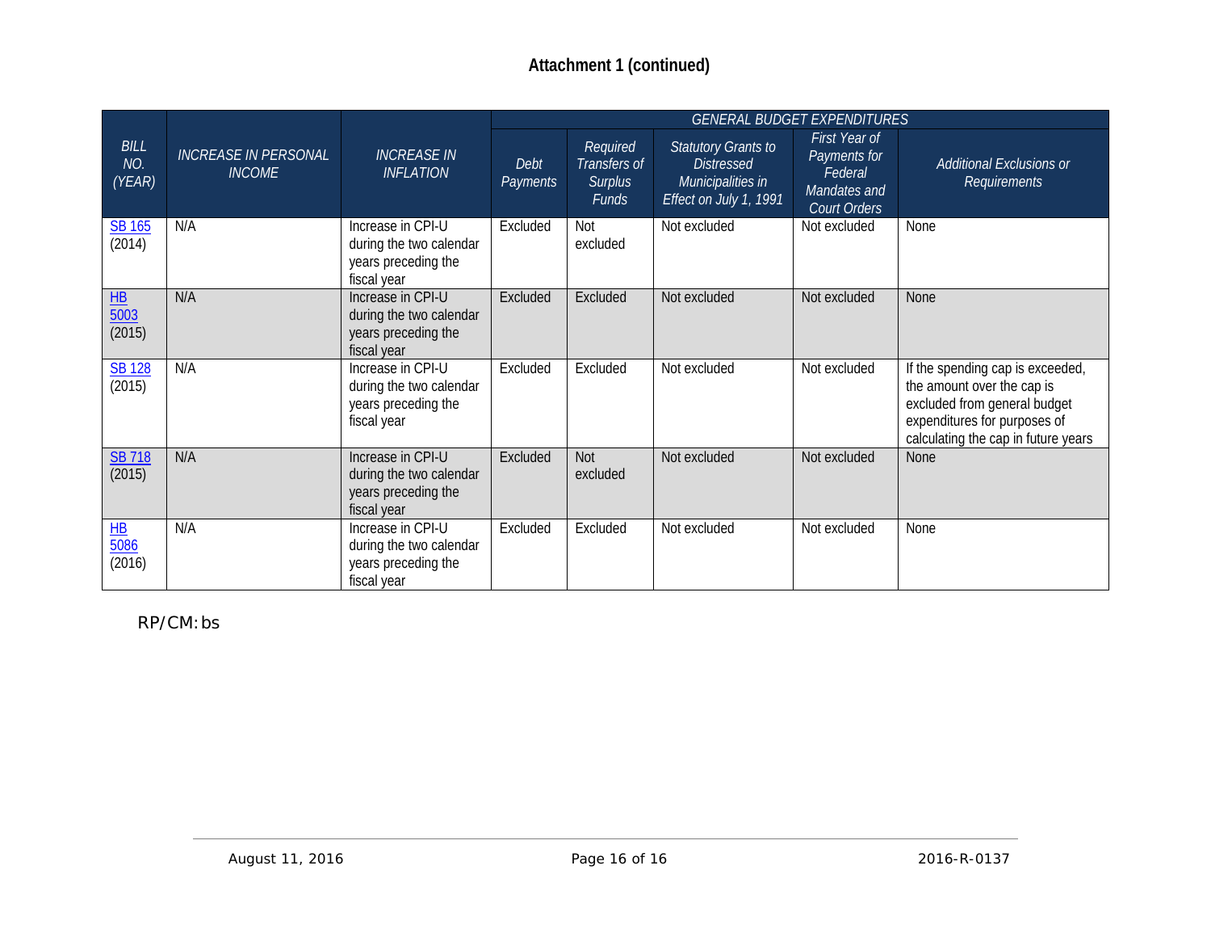## Attachment 1 (continued)

| BILL NO. (YEAR) | INCREASE IN PERSONAL INCOME | INCREASE IN INFLATION | GENERAL BUDGET EXPENDITURES | | | | |
|---|---|---|---|---|---|---|---|
| | | | Debt Payments | Required Transfers of Surplus Funds | Statutory Grants to Distressed Municipalities in Effect on July 1, 1991 | First Year of Payments for Federal Mandates and Court Orders | Additional Exclusions or Requirements |
| SB 165 (2014) | N/A | Increase in CPI-U during the two calendar years preceding the fiscal year | Excluded | Not excluded | Not excluded | Not excluded | None |
| HB 5003 (2015) | N/A | Increase in CPI-U during the two calendar years preceding the fiscal year | Excluded | Excluded | Not excluded | Not excluded | None |
| SB 128 (2015) | N/A | Increase in CPI-U during the two calendar years preceding the fiscal year | Excluded | Excluded | Not excluded | Not excluded | If the spending cap is exceeded, the amount over the cap is excluded from general budget expenditures for purposes of calculating the cap in future years |
| SB 718 (2015) | N/A | Increase in CPI-U during the two calendar years preceding the fiscal year | Excluded | Not excluded | Not excluded | Not excluded | None |
| HB 5086 (2016) | N/A | Increase in CPI-U during the two calendar years preceding the fiscal year | Excluded | Excluded | Not excluded | Not excluded | None |

RP/CM:bs